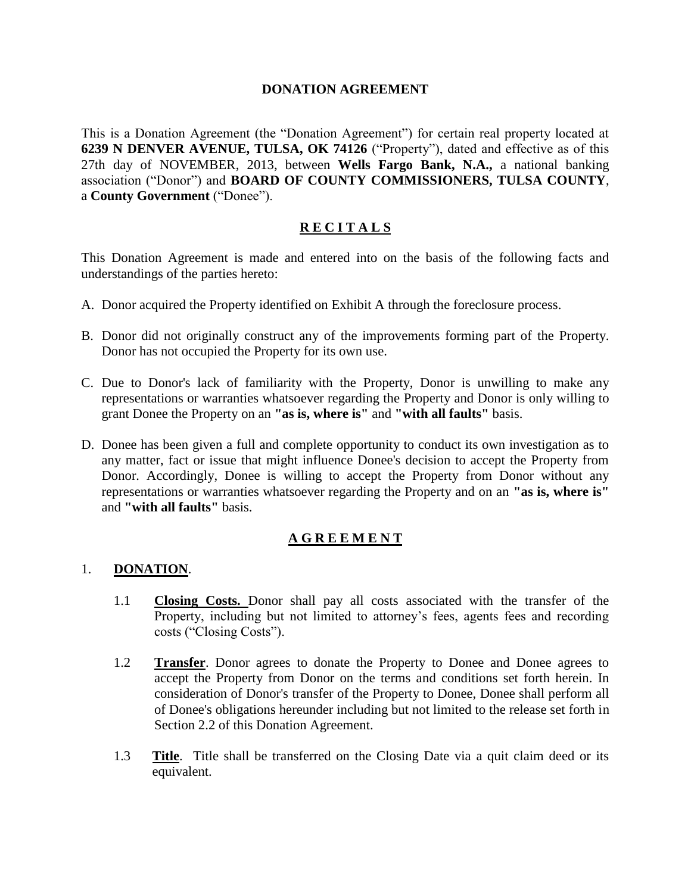# DONATION AGREEMENT

This is a Donation Agreement (the "Donation Agreement") for certain real property located at **6239 N DENVER AVENUE, TULSA, OK 74126** ("Property"), dated and effective as of this 27th day of NOVEMBER, 2013, between **Wells Fargo Bank, N.A.,** a national banking association ("Donor") and **BOARD OF COUNTY COMMISSIONERS, TULSA COUNTY**, a **County Government** ("Donee").

## R E C I T A L S

This Donation Agreement is made and entered into on the basis of the following facts and understandings of the parties hereto:

A. Donor acquired the Property identified on Exhibit A through the foreclosure process.

B. Donor did not originally construct any of the improvements forming part of the Property. Donor has not occupied the Property for its own use.

C. Due to Donor's lack of familiarity with the Property, Donor is unwilling to make any representations or warranties whatsoever regarding the Property and Donor is only willing to grant Donee the Property on an **"as is, where is"** and **"with all faults"** basis.

D. Donee has been given a full and complete opportunity to conduct its own investigation as to any matter, fact or issue that might influence Donee's decision to accept the Property from Donor. Accordingly, Donee is willing to accept the Property from Donor without any representations or warranties whatsoever regarding the Property and on an **"as is, where is"** and **"with all faults"** basis.

## A G R E E M E N T

1. **DONATION**.

   1.1 **Closing Costs.** Donor shall pay all costs associated with the transfer of the Property, including but not limited to attorney's fees, agents fees and recording costs ("Closing Costs").

   1.2 **Transfer**. Donor agrees to donate the Property to Donee and Donee agrees to accept the Property from Donor on the terms and conditions set forth herein. In consideration of Donor's transfer of the Property to Donee, Donee shall perform all of Donee's obligations hereunder including but not limited to the release set forth in Section 2.2 of this Donation Agreement.

   1.3 **Title**. Title shall be transferred on the Closing Date via a quit claim deed or its equivalent.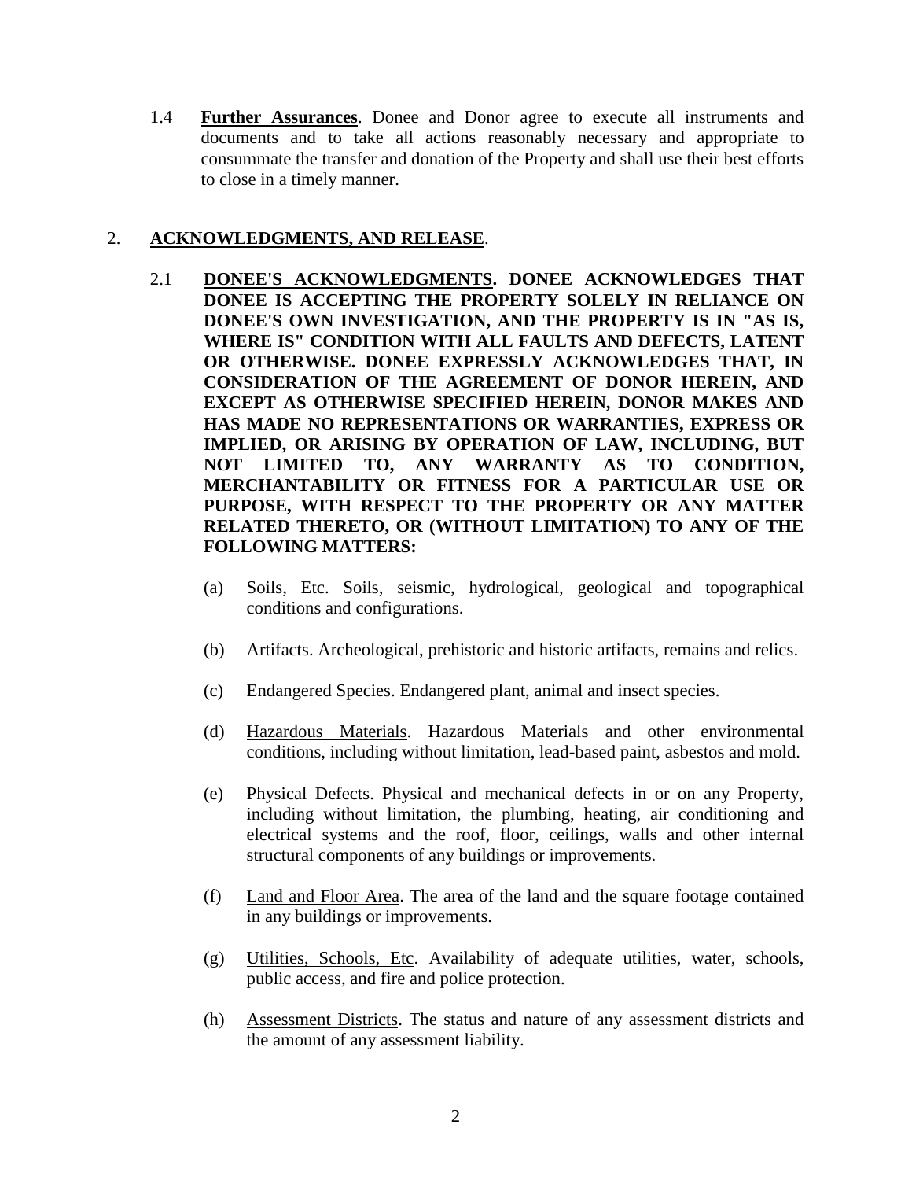1.4 **<u>Further Assurances</u>**. Donee and Donor agree to execute all instruments and documents and to take all actions reasonably necessary and appropriate to consummate the transfer and donation of the Property and shall use their best efforts to close in a timely manner.

2. **<u>ACKNOWLEDGMENTS, AND RELEASE</u>**.

2.1 **<u>DONEE'S ACKNOWLEDGMENTS</u>. DONEE ACKNOWLEDGES THAT DONEE IS ACCEPTING THE PROPERTY SOLELY IN RELIANCE ON DONEE'S OWN INVESTIGATION, AND THE PROPERTY IS IN "AS IS, WHERE IS" CONDITION WITH ALL FAULTS AND DEFECTS, LATENT OR OTHERWISE. DONEE EXPRESSLY ACKNOWLEDGES THAT, IN CONSIDERATION OF THE AGREEMENT OF DONOR HEREIN, AND EXCEPT AS OTHERWISE SPECIFIED HEREIN, DONOR MAKES AND HAS MADE NO REPRESENTATIONS OR WARRANTIES, EXPRESS OR IMPLIED, OR ARISING BY OPERATION OF LAW, INCLUDING, BUT NOT LIMITED TO, ANY WARRANTY AS TO CONDITION, MERCHANTABILITY OR FITNESS FOR A PARTICULAR USE OR PURPOSE, WITH RESPECT TO THE PROPERTY OR ANY MATTER RELATED THERETO, OR (WITHOUT LIMITATION) TO ANY OF THE FOLLOWING MATTERS:**

(a) <u>Soils, Etc</u>. Soils, seismic, hydrological, geological and topographical conditions and configurations.

(b) <u>Artifacts</u>. Archeological, prehistoric and historic artifacts, remains and relics.

(c) <u>Endangered Species</u>. Endangered plant, animal and insect species.

(d) <u>Hazardous Materials</u>. Hazardous Materials and other environmental conditions, including without limitation, lead-based paint, asbestos and mold.

(e) <u>Physical Defects</u>. Physical and mechanical defects in or on any Property, including without limitation, the plumbing, heating, air conditioning and electrical systems and the roof, floor, ceilings, walls and other internal structural components of any buildings or improvements.

(f) <u>Land and Floor Area</u>. The area of the land and the square footage contained in any buildings or improvements.

(g) <u>Utilities, Schools, Etc</u>. Availability of adequate utilities, water, schools, public access, and fire and police protection.

(h) <u>Assessment Districts</u>. The status and nature of any assessment districts and the amount of any assessment liability.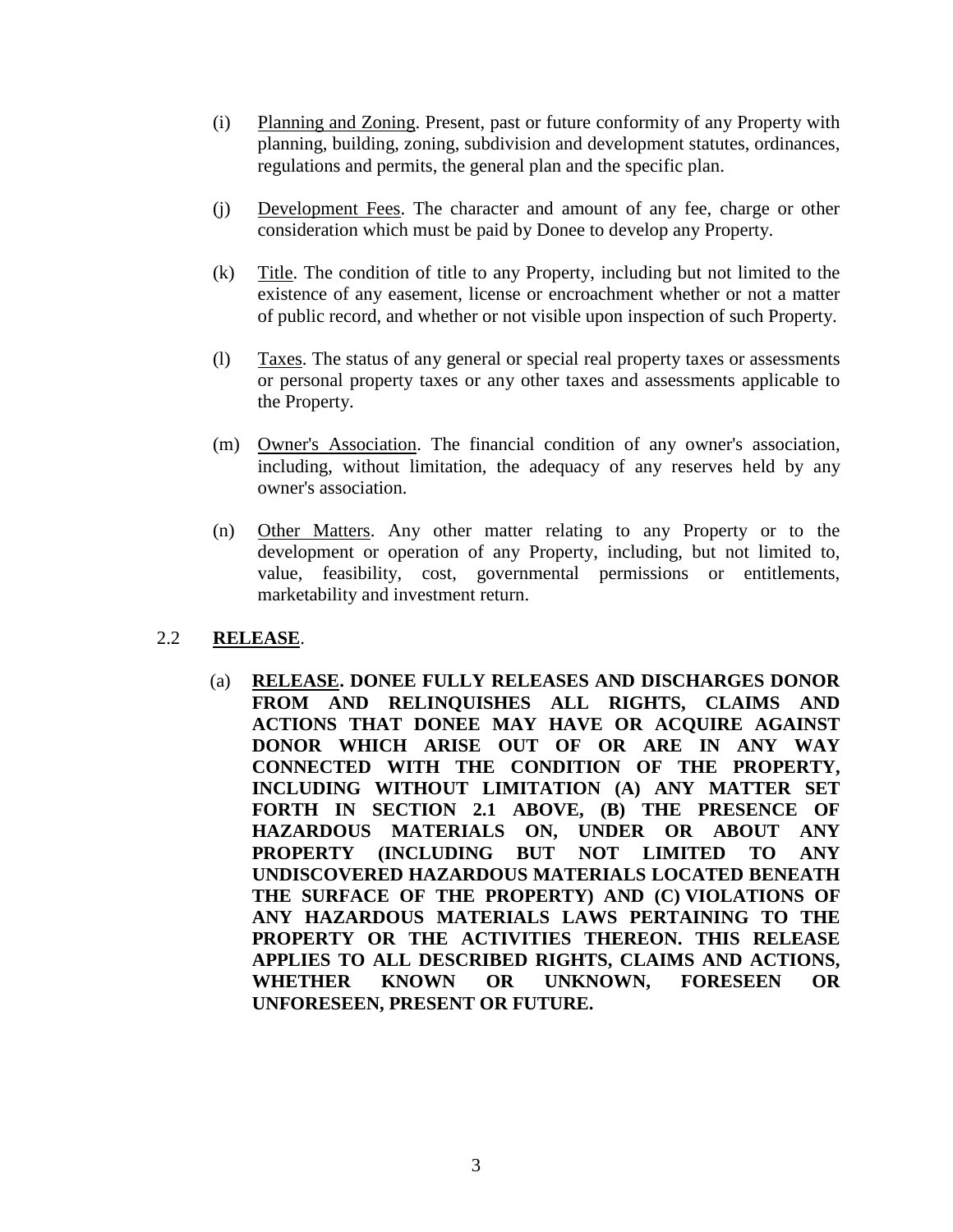(i) Planning and Zoning. Present, past or future conformity of any Property with planning, building, zoning, subdivision and development statutes, ordinances, regulations and permits, the general plan and the specific plan.

(j) Development Fees. The character and amount of any fee, charge or other consideration which must be paid by Donee to develop any Property.

(k) Title. The condition of title to any Property, including but not limited to the existence of any easement, license or encroachment whether or not a matter of public record, and whether or not visible upon inspection of such Property.

(l) Taxes. The status of any general or special real property taxes or assessments or personal property taxes or any other taxes and assessments applicable to the Property.

(m) Owner's Association. The financial condition of any owner's association, including, without limitation, the adequacy of any reserves held by any owner's association.

(n) Other Matters. Any other matter relating to any Property or to the development or operation of any Property, including, but not limited to, value, feasibility, cost, governmental permissions or entitlements, marketability and investment return.

2.2 **RELEASE**.

(a) **RELEASE. DONEE FULLY RELEASES AND DISCHARGES DONOR FROM AND RELINQUISHES ALL RIGHTS, CLAIMS AND ACTIONS THAT DONEE MAY HAVE OR ACQUIRE AGAINST DONOR WHICH ARISE OUT OF OR ARE IN ANY WAY CONNECTED WITH THE CONDITION OF THE PROPERTY, INCLUDING WITHOUT LIMITATION (A) ANY MATTER SET FORTH IN SECTION 2.1 ABOVE, (B) THE PRESENCE OF HAZARDOUS MATERIALS ON, UNDER OR ABOUT ANY PROPERTY (INCLUDING BUT NOT LIMITED TO ANY UNDISCOVERED HAZARDOUS MATERIALS LOCATED BENEATH THE SURFACE OF THE PROPERTY) AND (C) VIOLATIONS OF ANY HAZARDOUS MATERIALS LAWS PERTAINING TO THE PROPERTY OR THE ACTIVITIES THEREON. THIS RELEASE APPLIES TO ALL DESCRIBED RIGHTS, CLAIMS AND ACTIONS, WHETHER KNOWN OR UNKNOWN, FORESEEN OR UNFORESEEN, PRESENT OR FUTURE.**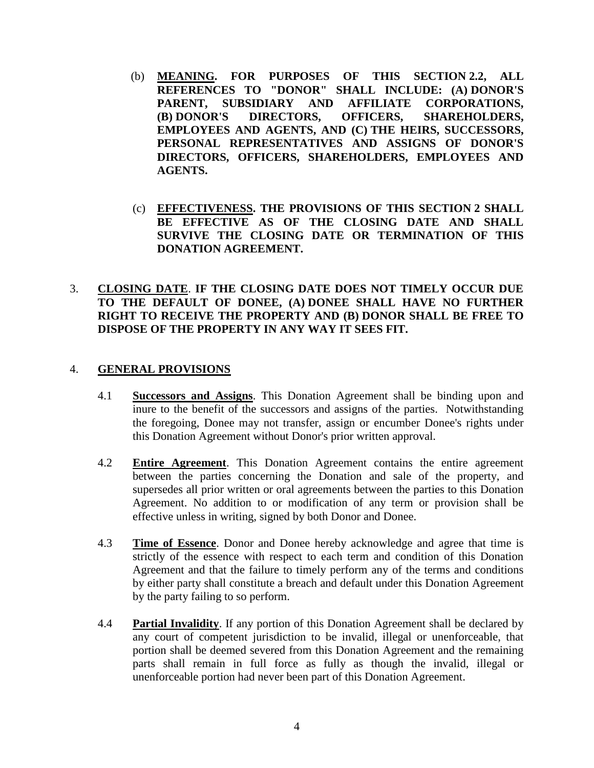(b) **<u>MEANING</u>. FOR PURPOSES OF THIS SECTION 2.2, ALL REFERENCES TO "DONOR" SHALL INCLUDE: (A) DONOR'S PARENT, SUBSIDIARY AND AFFILIATE CORPORATIONS, (B) DONOR'S DIRECTORS, OFFICERS, SHAREHOLDERS, EMPLOYEES AND AGENTS, AND (C) THE HEIRS, SUCCESSORS, PERSONAL REPRESENTATIVES AND ASSIGNS OF DONOR'S DIRECTORS, OFFICERS, SHAREHOLDERS, EMPLOYEES AND AGENTS.**

(c) **<u>EFFECTIVENESS</u>. THE PROVISIONS OF THIS SECTION 2 SHALL BE EFFECTIVE AS OF THE CLOSING DATE AND SHALL SURVIVE THE CLOSING DATE OR TERMINATION OF THIS DONATION AGREEMENT.**

3. **<u>CLOSING DATE</u>. IF THE CLOSING DATE DOES NOT TIMELY OCCUR DUE TO THE DEFAULT OF DONEE, (A) DONEE SHALL HAVE NO FURTHER RIGHT TO RECEIVE THE PROPERTY AND (B) DONOR SHALL BE FREE TO DISPOSE OF THE PROPERTY IN ANY WAY IT SEES FIT.**

4. **<u>GENERAL PROVISIONS</u>**

4.1 **<u>Successors and Assigns</u>**. This Donation Agreement shall be binding upon and inure to the benefit of the successors and assigns of the parties. Notwithstanding the foregoing, Donee may not transfer, assign or encumber Donee's rights under this Donation Agreement without Donor's prior written approval.

4.2 **<u>Entire Agreement</u>**. This Donation Agreement contains the entire agreement between the parties concerning the Donation and sale of the property, and supersedes all prior written or oral agreements between the parties to this Donation Agreement. No addition to or modification of any term or provision shall be effective unless in writing, signed by both Donor and Donee.

4.3 **<u>Time of Essence</u>**. Donor and Donee hereby acknowledge and agree that time is strictly of the essence with respect to each term and condition of this Donation Agreement and that the failure to timely perform any of the terms and conditions by either party shall constitute a breach and default under this Donation Agreement by the party failing to so perform.

4.4 **<u>Partial Invalidity</u>**. If any portion of this Donation Agreement shall be declared by any court of competent jurisdiction to be invalid, illegal or unenforceable, that portion shall be deemed severed from this Donation Agreement and the remaining parts shall remain in full force as fully as though the invalid, illegal or unenforceable portion had never been part of this Donation Agreement.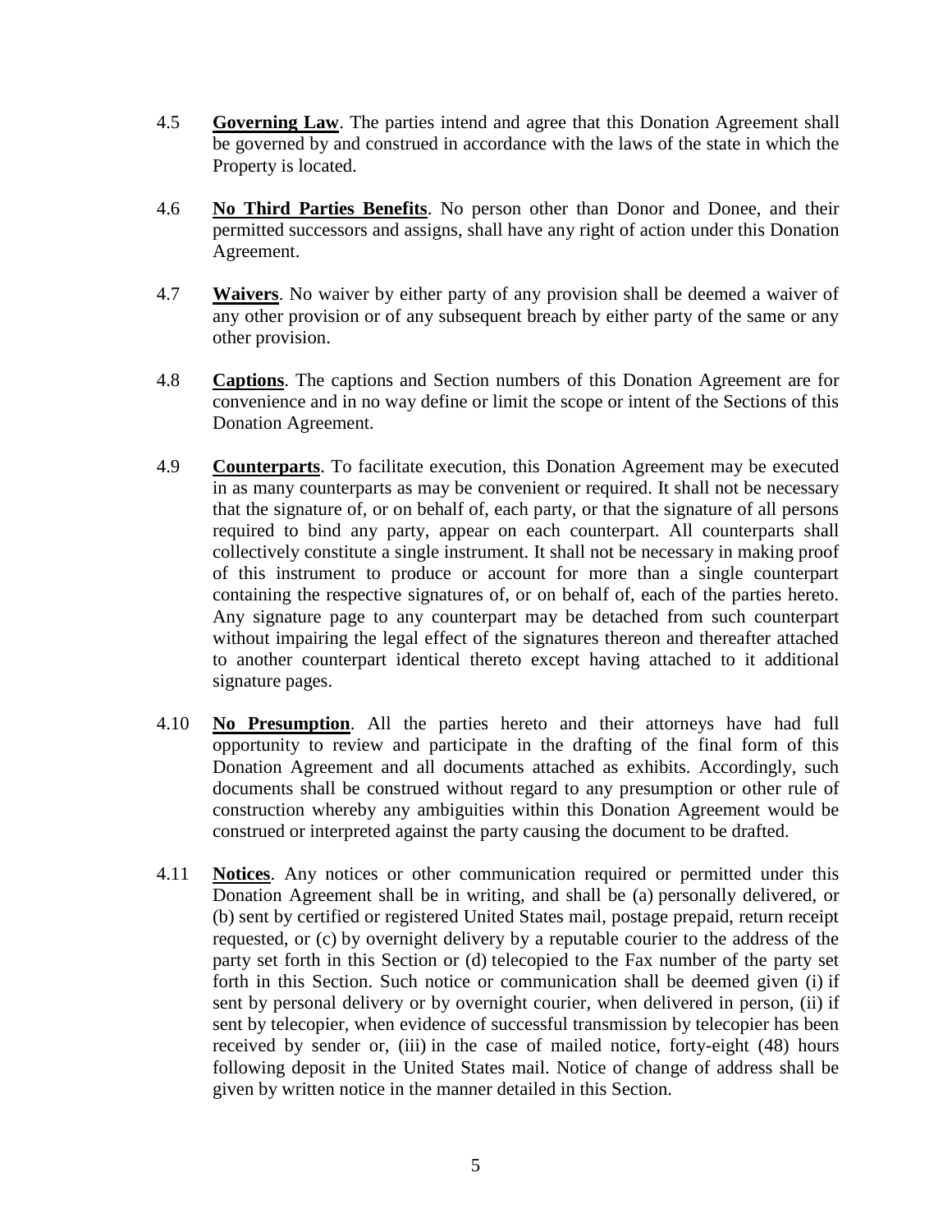4.5 **Governing Law**. The parties intend and agree that this Donation Agreement shall be governed by and construed in accordance with the laws of the state in which the Property is located.

4.6 **No Third Parties Benefits**. No person other than Donor and Donee, and their permitted successors and assigns, shall have any right of action under this Donation Agreement.

4.7 **Waivers**. No waiver by either party of any provision shall be deemed a waiver of any other provision or of any subsequent breach by either party of the same or any other provision.

4.8 **Captions**. The captions and Section numbers of this Donation Agreement are for convenience and in no way define or limit the scope or intent of the Sections of this Donation Agreement.

4.9 **Counterparts**. To facilitate execution, this Donation Agreement may be executed in as many counterparts as may be convenient or required. It shall not be necessary that the signature of, or on behalf of, each party, or that the signature of all persons required to bind any party, appear on each counterpart. All counterparts shall collectively constitute a single instrument. It shall not be necessary in making proof of this instrument to produce or account for more than a single counterpart containing the respective signatures of, or on behalf of, each of the parties hereto. Any signature page to any counterpart may be detached from such counterpart without impairing the legal effect of the signatures thereon and thereafter attached to another counterpart identical thereto except having attached to it additional signature pages.

4.10 **No Presumption**. All the parties hereto and their attorneys have had full opportunity to review and participate in the drafting of the final form of this Donation Agreement and all documents attached as exhibits. Accordingly, such documents shall be construed without regard to any presumption or other rule of construction whereby any ambiguities within this Donation Agreement would be construed or interpreted against the party causing the document to be drafted.

4.11 **Notices**. Any notices or other communication required or permitted under this Donation Agreement shall be in writing, and shall be (a) personally delivered, or (b) sent by certified or registered United States mail, postage prepaid, return receipt requested, or (c) by overnight delivery by a reputable courier to the address of the party set forth in this Section or (d) telecopied to the Fax number of the party set forth in this Section. Such notice or communication shall be deemed given (i) if sent by personal delivery or by overnight courier, when delivered in person, (ii) if sent by telecopier, when evidence of successful transmission by telecopier has been received by sender or, (iii) in the case of mailed notice, forty-eight (48) hours following deposit in the United States mail. Notice of change of address shall be given by written notice in the manner detailed in this Section.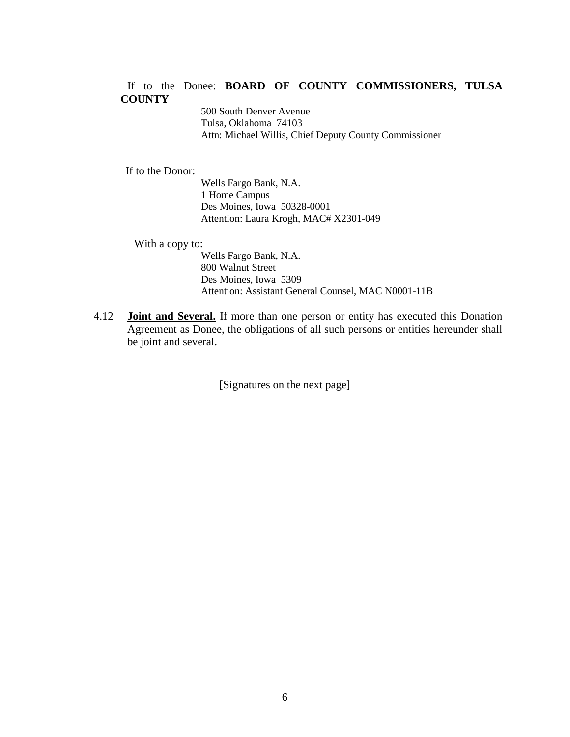If to the Donee: **BOARD OF COUNTY COMMISSIONERS, TULSA COUNTY**

500 South Denver Avenue
Tulsa, Oklahoma 74103
Attn: Michael Willis, Chief Deputy County Commissioner

If to the Donor:

Wells Fargo Bank, N.A.
1 Home Campus
Des Moines, Iowa 50328-0001
Attention: Laura Krogh, MAC# X2301-049

With a copy to:

Wells Fargo Bank, N.A.
800 Walnut Street
Des Moines, Iowa 5309
Attention: Assistant General Counsel, MAC N0001-11B

4.12 **Joint and Several.** If more than one person or entity has executed this Donation Agreement as Donee, the obligations of all such persons or entities hereunder shall be joint and several.

[Signatures on the next page]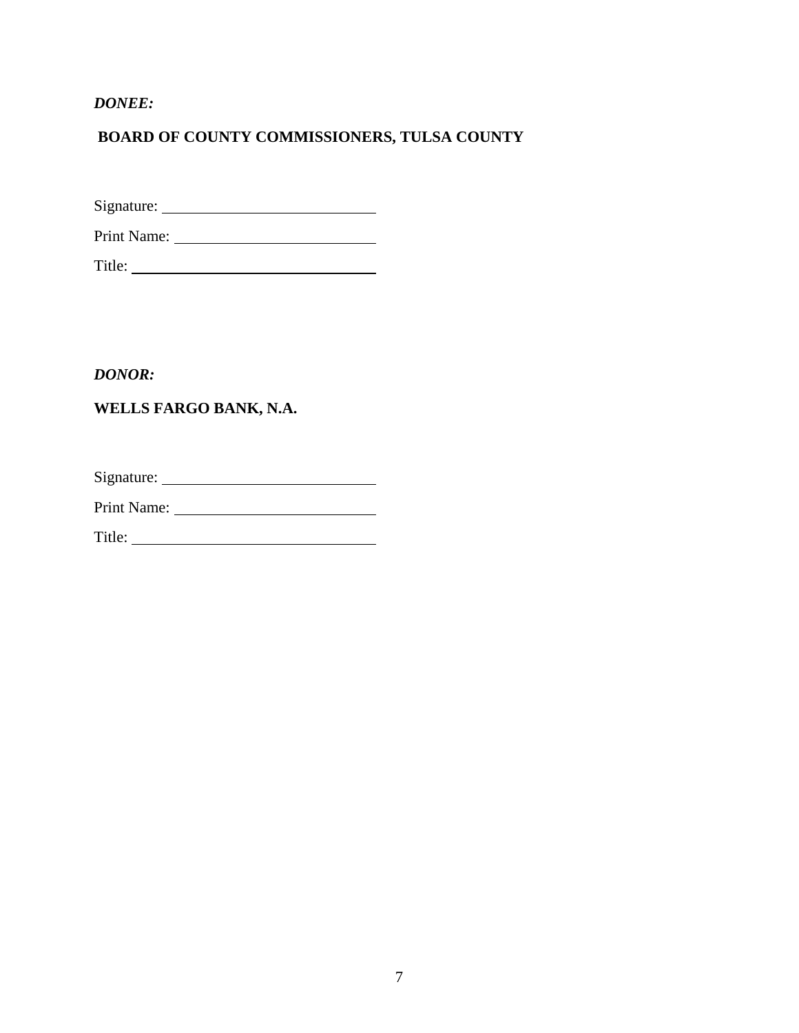***DONEE:***

**BOARD OF COUNTY COMMISSIONERS, TULSA COUNTY**

Signature: ____________________________

Print Name: ___________________________

Title: ________________________________

***DONOR:***

**WELLS FARGO BANK, N.A.**

Signature: ____________________________

Print Name: ___________________________

Title: ________________________________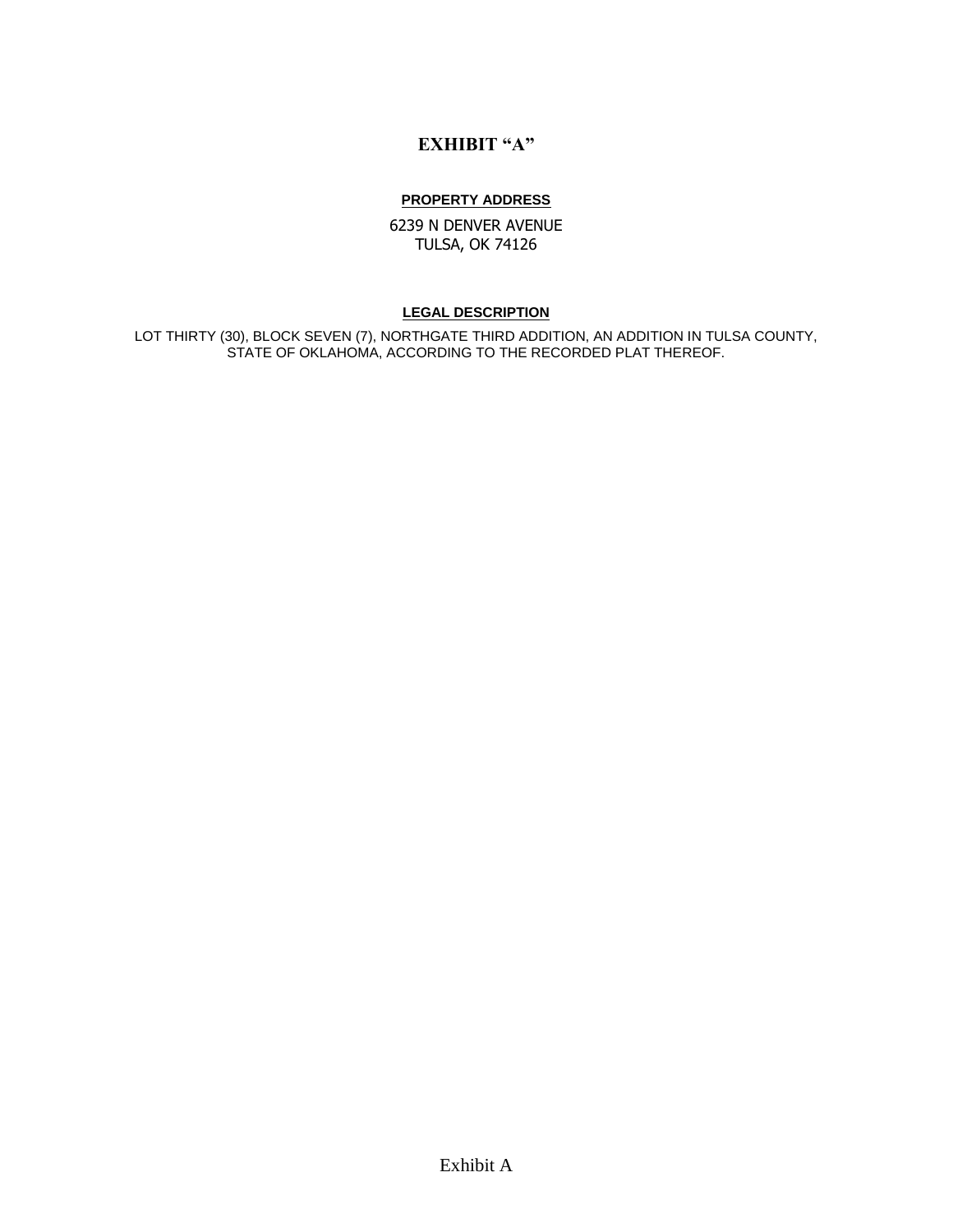# EXHIBIT "A"

**PROPERTY ADDRESS**

6239 N DENVER AVENUE
TULSA, OK 74126

**LEGAL DESCRIPTION**

LOT THIRTY (30), BLOCK SEVEN (7), NORTHGATE THIRD ADDITION, AN ADDITION IN TULSA COUNTY, STATE OF OKLAHOMA, ACCORDING TO THE RECORDED PLAT THEREOF.

Exhibit A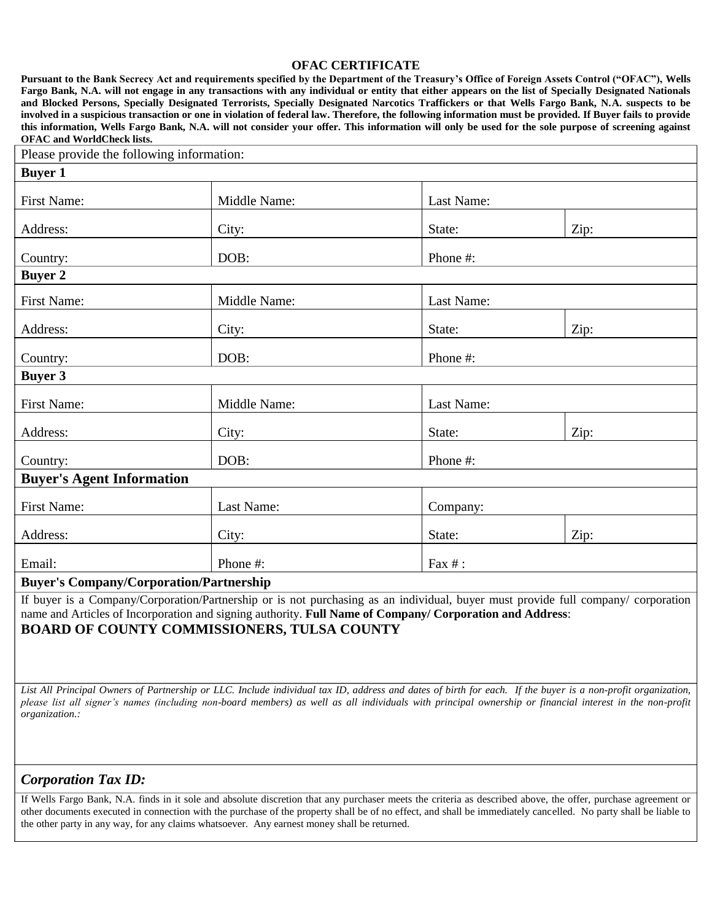# OFAC CERTIFICATE

**Pursuant to the Bank Secrecy Act and requirements specified by the Department of the Treasury's Office of Foreign Assets Control ("OFAC"), Wells Fargo Bank, N.A. will not engage in any transactions with any individual or entity that either appears on the list of Specially Designated Nationals and Blocked Persons, Specially Designated Terrorists, Specially Designated Narcotics Traffickers or that Wells Fargo Bank, N.A. suspects to be involved in a suspicious transaction or one in violation of federal law. Therefore, the following information must be provided. If Buyer fails to provide this information, Wells Fargo Bank, N.A. will not consider your offer. This information will only be used for the sole purpose of screening against OFAC and WorldCheck lists.**

| | | | |
|---|---|---|---|
| Please provide the following information: | | | |
| **Buyer 1** | | | |
| First Name: | Middle Name: | Last Name: | |
| Address: | City: | State: | Zip: |
| Country: | DOB: | Phone #: | |
| **Buyer 2** | | | |
| First Name: | Middle Name: | Last Name: | |
| Address: | City: | State: | Zip: |
| Country: | DOB: | Phone #: | |
| **Buyer 3** | | | |
| First Name: | Middle Name: | Last Name: | |
| Address: | City: | State: | Zip: |
| Country: | DOB: | Phone #: | |
| **Buyer's Agent Information** | | | |
| First Name: | Last Name: | Company: | |
| Address: | City: | State: | Zip: |
| Email: | Phone #: | Fax # : | |

**Buyer's Company/Corporation/Partnership**

If buyer is a Company/Corporation/Partnership or is not purchasing as an individual, buyer must provide full company/ corporation name and Articles of Incorporation and signing authority. **Full Name of Company/ Corporation and Address**:

**BOARD OF COUNTY COMMISSIONERS, TULSA COUNTY**

*List All Principal Owners of Partnership or LLC. Include individual tax ID, address and dates of birth for each. If the buyer is a non-profit organization, please list all signer's names (including non-board members) as well as all individuals with principal ownership or financial interest in the non-profit organization.:*

***Corporation Tax ID:***

If Wells Fargo Bank, N.A. finds in it sole and absolute discretion that any purchaser meets the criteria as described above, the offer, purchase agreement or other documents executed in connection with the purchase of the property shall be of no effect, and shall be immediately cancelled. No party shall be liable to the other party in any way, for any claims whatsoever. Any earnest money shall be returned.